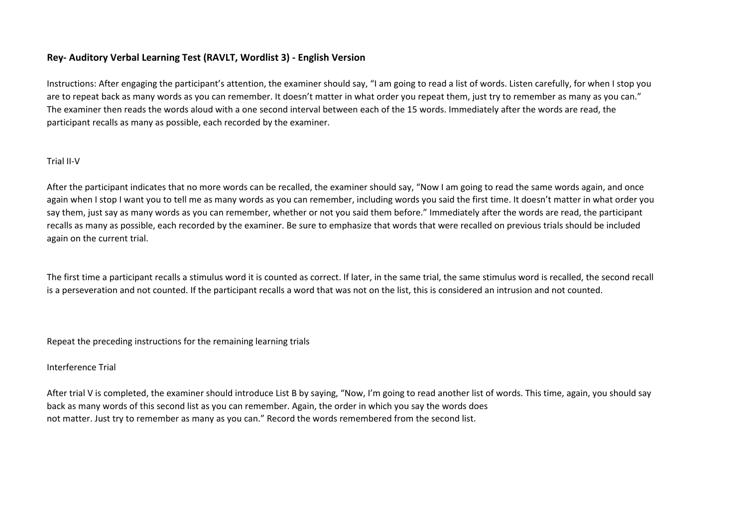**Rey- Auditory Verbal Learning Test (RAVLT, Wordlist 3) - English Version**

Instructions: After engaging the participant's attention, the examiner should say, "I am going to read a list of words. Listen carefully, for when I stop you are to repeat back as many words as you can remember. It doesn't matter in what order you repeat them, just try to remember as many as you can." The examiner then reads the words aloud with a one second interval between each of the 15 words. Immediately after the words are read, the participant recalls as many as possible, each recorded by the examiner.

Trial II-V

After the participant indicates that no more words can be recalled, the examiner should say, "Now I am going to read the same words again, and once again when I stop I want you to tell me as many words as you can remember, including words you said the first time. It doesn't matter in what order you say them, just say as many words as you can remember, whether or not you said them before." Immediately after the words are read, the participant recalls as many as possible, each recorded by the examiner. Be sure to emphasize that words that were recalled on previous trials should be included again on the current trial.

The first time a participant recalls a stimulus word it is counted as correct. If later, in the same trial, the same stimulus word is recalled, the second recall is a perseveration and not counted. If the participant recalls a word that was not on the list, this is considered an intrusion and not counted.

Repeat the preceding instructions for the remaining learning trials

Interference Trial

After trial V is completed, the examiner should introduce List B by saying, "Now, I'm going to read another list of words. This time, again, you should say back as many words of this second list as you can remember. Again, the order in which you say the words does not matter. Just try to remember as many as you can." Record the words remembered from the second list.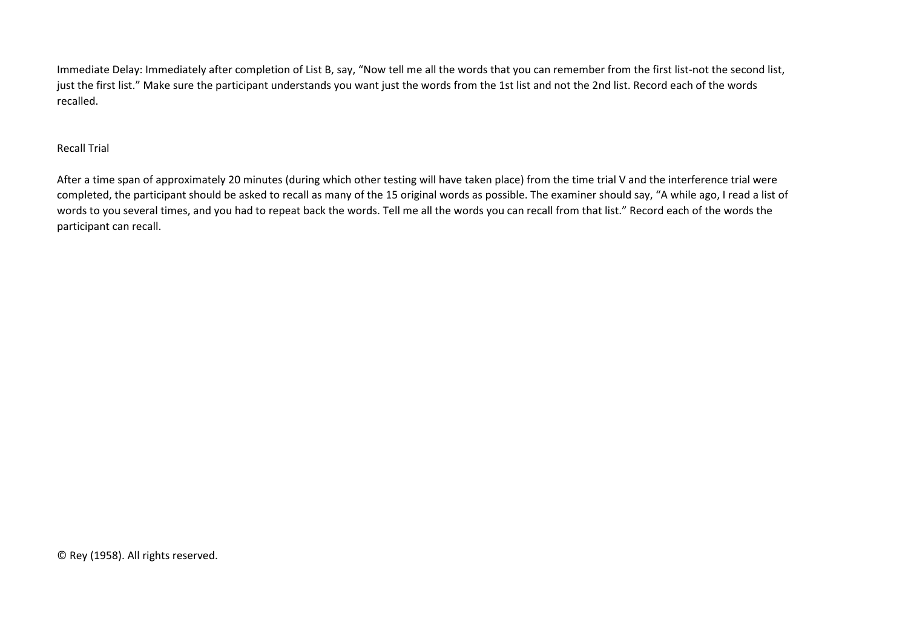Immediate Delay: Immediately after completion of List B, say, “Now tell me all the words that you can remember from the first list-not the second list, just the first list.” Make sure the participant understands you want just the words from the 1st list and not the 2nd list. Record each of the words recalled.

Recall Trial

After a time span of approximately 20 minutes (during which other testing will have taken place) from the time trial V and the interference trial were completed, the participant should be asked to recall as many of the 15 original words as possible. The examiner should say, “A while ago, I read a list of words to you several times, and you had to repeat back the words. Tell me all the words you can recall from that list.” Record each of the words the participant can recall.

© Rey (1958). All rights reserved.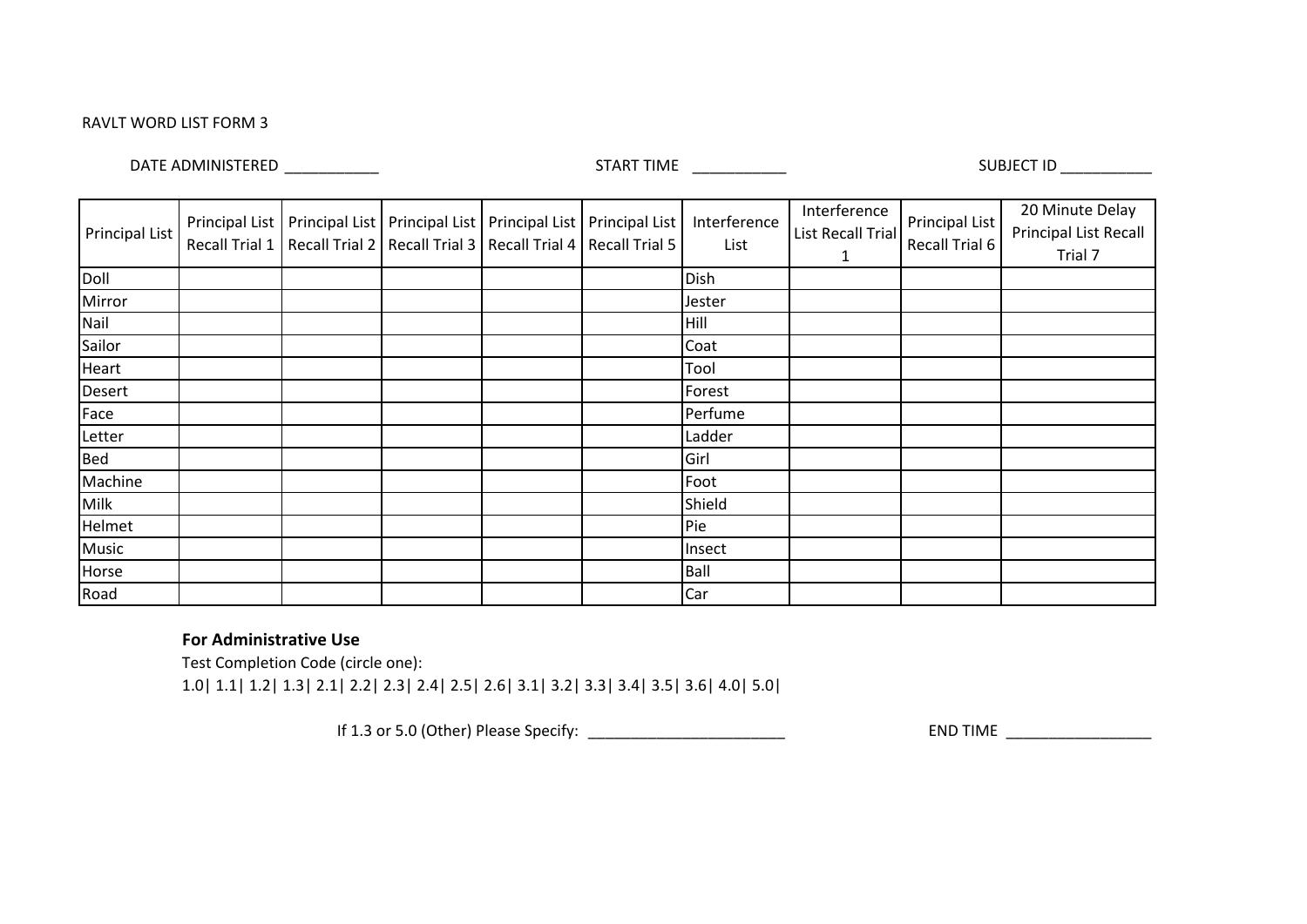RAVLT WORD LIST FORM 3

DATE ADMINISTERED ___________ START TIME ___________ SUBJECT ID ___________

| Principal List | Principal List Recall Trial 1 | Principal List Recall Trial 2 | Principal List Recall Trial 3 | Principal List Recall Trial 4 | Principal List Recall Trial 5 | Interference List | Interference List Recall Trial 1 | Principal List Recall Trial 6 | 20 Minute Delay Principal List Recall Trial 7 |
|---|---|---|---|---|---|---|---|---|---|
| Doll | | | | | | Dish | | | |
| Mirror | | | | | | Jester | | | |
| Nail | | | | | | Hill | | | |
| Sailor | | | | | | Coat | | | |
| Heart | | | | | | Tool | | | |
| Desert | | | | | | Forest | | | |
| Face | | | | | | Perfume | | | |
| Letter | | | | | | Ladder | | | |
| Bed | | | | | | Girl | | | |
| Machine | | | | | | Foot | | | |
| Milk | | | | | | Shield | | | |
| Helmet | | | | | | Pie | | | |
| Music | | | | | | Insect | | | |
| Horse | | | | | | Ball | | | |
| Road | | | | | | Car | | | |

**For Administrative Use**

Test Completion Code (circle one):

1.0| 1.1| 1.2| 1.3| 2.1| 2.2| 2.3| 2.4| 2.5| 2.6| 3.1| 3.2| 3.3| 3.4| 3.5| 3.6| 4.0| 5.0|

If 1.3 or 5.0 (Other) Please Specify: ________________________ END TIME _________________